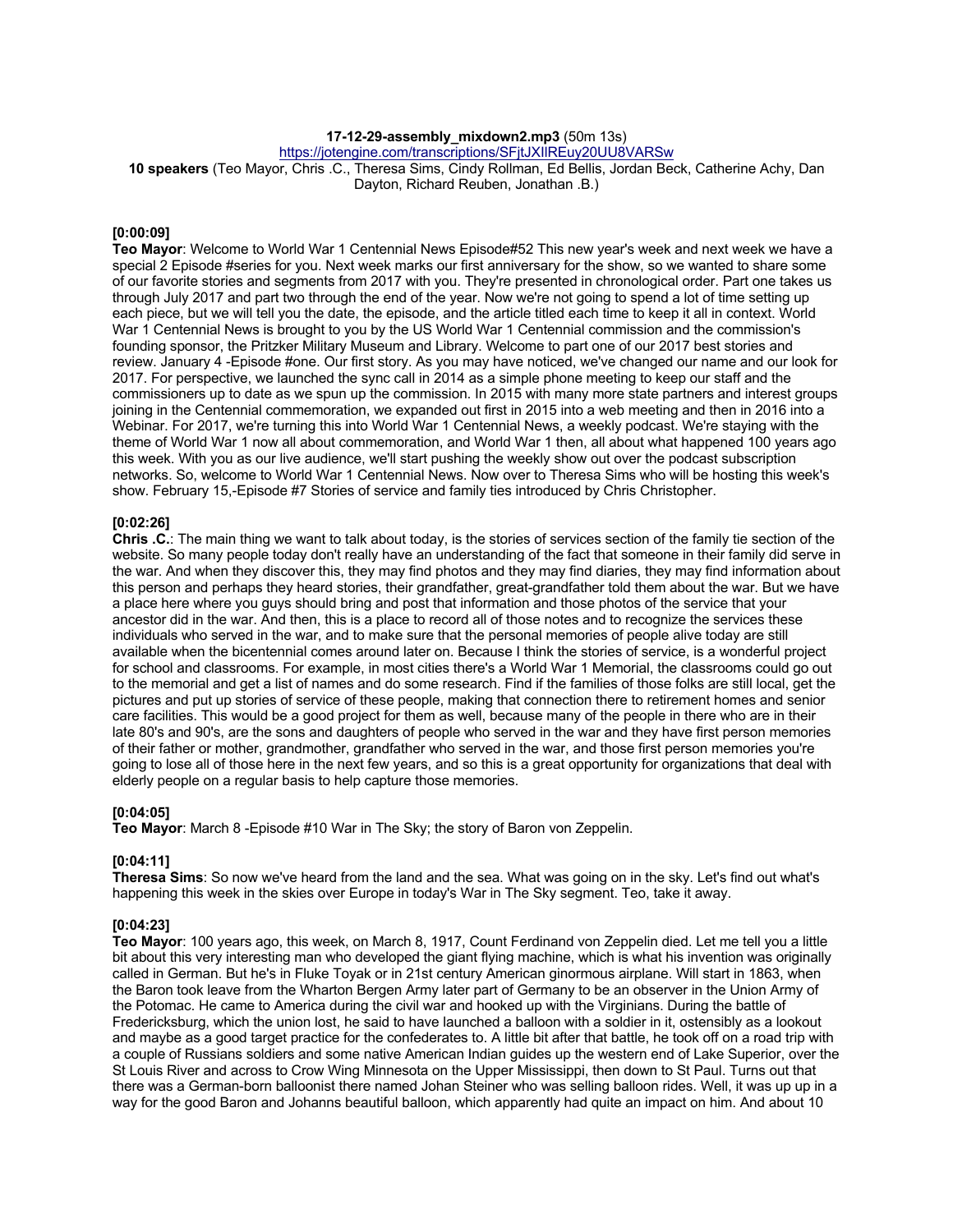**17-12-29-assembly_mixdown2.mp3** (50m 13s)

https://jotengine.com/transcriptions/SFjtJXIlREuy20UU8VARSw

**10 speakers** (Teo Mayor, Chris .C., Theresa Sims, Cindy Rollman, Ed Bellis, Jordan Beck, Catherine Achy, Dan Dayton, Richard Reuben, Jonathan .B.)

**[0:00:09]**

**Teo Mayor**: Welcome to World War 1 Centennial News Episode#52 This new year's week and next week we have a special 2 Episode #series for you. Next week marks our first anniversary for the show, so we wanted to share some of our favorite stories and segments from 2017 with you. They're presented in chronological order. Part one takes us through July 2017 and part two through the end of the year. Now we're not going to spend a lot of time setting up each piece, but we will tell you the date, the episode, and the article titled each time to keep it all in context. World War 1 Centennial News is brought to you by the US World War 1 Centennial commission and the commission's founding sponsor, the Pritzker Military Museum and Library. Welcome to part one of our 2017 best stories and review. January 4 -Episode #one. Our first story. As you may have noticed, we've changed our name and our look for 2017. For perspective, we launched the sync call in 2014 as a simple phone meeting to keep our staff and the commissioners up to date as we spun up the commission. In 2015 with many more state partners and interest groups joining in the Centennial commemoration, we expanded out first in 2015 into a web meeting and then in 2016 into a Webinar. For 2017, we're turning this into World War 1 Centennial News, a weekly podcast. We're staying with the theme of World War 1 now all about commemoration, and World War 1 then, all about what happened 100 years ago this week. With you as our live audience, we'll start pushing the weekly show out over the podcast subscription networks. So, welcome to World War 1 Centennial News. Now over to Theresa Sims who will be hosting this week's show. February 15,-Episode #7 Stories of service and family ties introduced by Chris Christopher.

**[0:02:26]**

**Chris .C.**: The main thing we want to talk about today, is the stories of services section of the family tie section of the website. So many people today don't really have an understanding of the fact that someone in their family did serve in the war. And when they discover this, they may find photos and they may find diaries, they may find information about this person and perhaps they heard stories, their grandfather, great-grandfather told them about the war. But we have a place here where you guys should bring and post that information and those photos of the service that your ancestor did in the war. And then, this is a place to record all of those notes and to recognize the services these individuals who served in the war, and to make sure that the personal memories of people alive today are still available when the bicentennial comes around later on. Because I think the stories of service, is a wonderful project for school and classrooms. For example, in most cities there's a World War 1 Memorial, the classrooms could go out to the memorial and get a list of names and do some research. Find if the families of those folks are still local, get the pictures and put up stories of service of these people, making that connection there to retirement homes and senior care facilities. This would be a good project for them as well, because many of the people in there who are in their late 80's and 90's, are the sons and daughters of people who served in the war and they have first person memories of their father or mother, grandmother, grandfather who served in the war, and those first person memories you're going to lose all of those here in the next few years, and so this is a great opportunity for organizations that deal with elderly people on a regular basis to help capture those memories.

**[0:04:05]**

**Teo Mayor**: March 8 -Episode #10 War in The Sky; the story of Baron von Zeppelin.

**[0:04:11]**

**Theresa Sims**: So now we've heard from the land and the sea. What was going on in the sky. Let's find out what's happening this week in the skies over Europe in today's War in The Sky segment. Teo, take it away.

**[0:04:23]**

**Teo Mayor**: 100 years ago, this week, on March 8, 1917, Count Ferdinand von Zeppelin died. Let me tell you a little bit about this very interesting man who developed the giant flying machine, which is what his invention was originally called in German. But he's in Fluke Toyak or in 21st century American ginormous airplane. Will start in 1863, when the Baron took leave from the Wharton Bergen Army later part of Germany to be an observer in the Union Army of the Potomac. He came to America during the civil war and hooked up with the Virginians. During the battle of Fredericksburg, which the union lost, he said to have launched a balloon with a soldier in it, ostensibly as a lookout and maybe as a good target practice for the confederates to. A little bit after that battle, he took off on a road trip with a couple of Russians soldiers and some native American Indian guides up the western end of Lake Superior, over the St Louis River and across to Crow Wing Minnesota on the Upper Mississippi, then down to St Paul. Turns out that there was a German-born balloonist there named Johan Steiner who was selling balloon rides. Well, it was up up in a way for the good Baron and Johanns beautiful balloon, which apparently had quite an impact on him. And about 10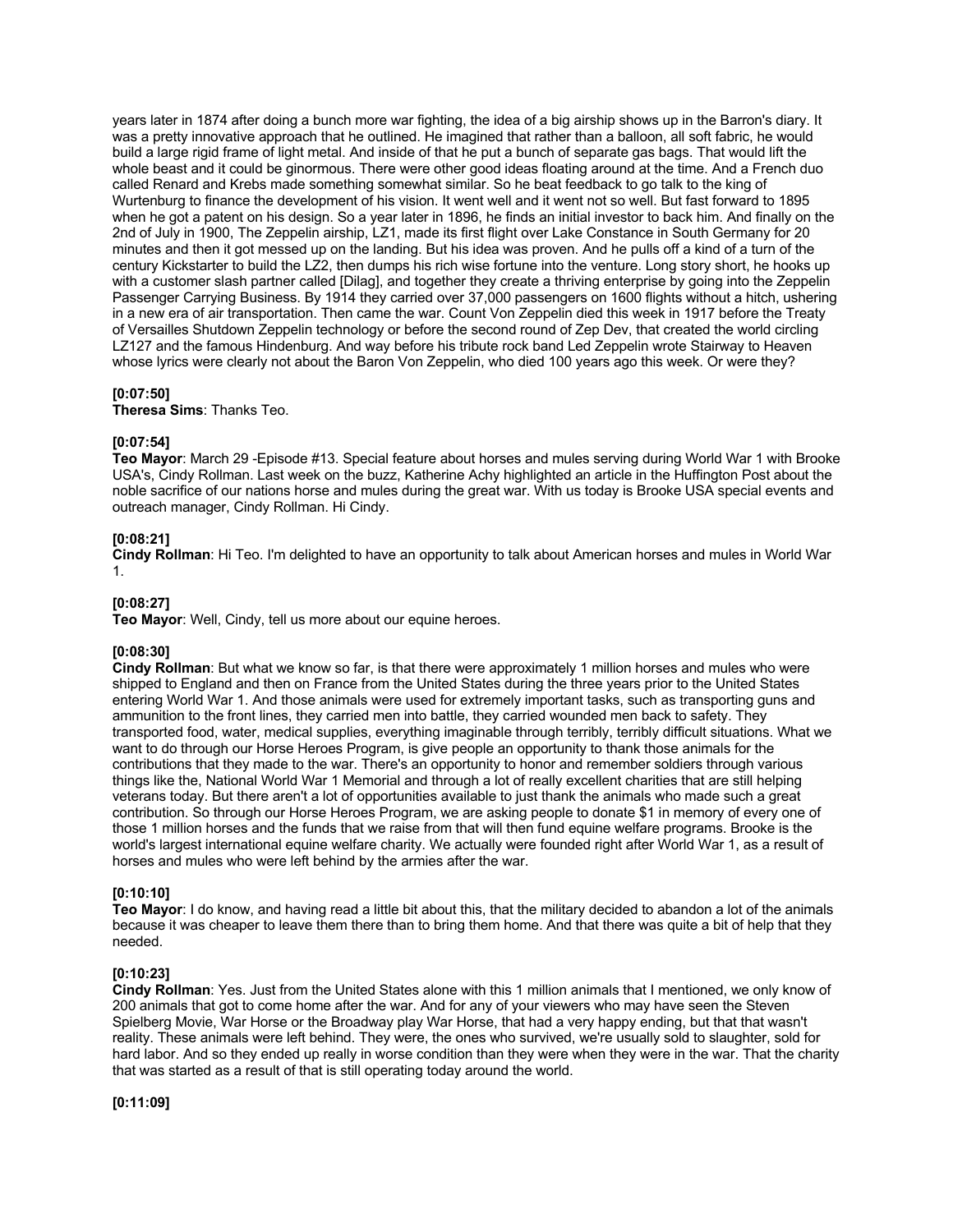years later in 1874 after doing a bunch more war fighting, the idea of a big airship shows up in the Barron's diary. It was a pretty innovative approach that he outlined. He imagined that rather than a balloon, all soft fabric, he would build a large rigid frame of light metal. And inside of that he put a bunch of separate gas bags. That would lift the whole beast and it could be ginormous. There were other good ideas floating around at the time. And a French duo called Renard and Krebs made something somewhat similar. So he beat feedback to go talk to the king of Wurtenburg to finance the development of his vision. It went well and it went not so well. But fast forward to 1895 when he got a patent on his design. So a year later in 1896, he finds an initial investor to back him. And finally on the 2nd of July in 1900, The Zeppelin airship, LZ1, made its first flight over Lake Constance in South Germany for 20 minutes and then it got messed up on the landing. But his idea was proven. And he pulls off a kind of a turn of the century Kickstarter to build the LZ2, then dumps his rich wise fortune into the venture. Long story short, he hooks up with a customer slash partner called [Dilag], and together they create a thriving enterprise by going into the Zeppelin Passenger Carrying Business. By 1914 they carried over 37,000 passengers on 1600 flights without a hitch, ushering in a new era of air transportation. Then came the war. Count Von Zeppelin died this week in 1917 before the Treaty of Versailles Shutdown Zeppelin technology or before the second round of Zep Dev, that created the world circling LZ127 and the famous Hindenburg. And way before his tribute rock band Led Zeppelin wrote Stairway to Heaven whose lyrics were clearly not about the Baron Von Zeppelin, who died 100 years ago this week. Or were they?

**[0:07:50]**
**Theresa Sims**: Thanks Teo.

**[0:07:54]**
**Teo Mayor**: March 29 -Episode #13. Special feature about horses and mules serving during World War 1 with Brooke USA's, Cindy Rollman. Last week on the buzz, Katherine Achy highlighted an article in the Huffington Post about the noble sacrifice of our nations horse and mules during the great war. With us today is Brooke USA special events and outreach manager, Cindy Rollman. Hi Cindy.

**[0:08:21]**
**Cindy Rollman**: Hi Teo. I'm delighted to have an opportunity to talk about American horses and mules in World War 1.

**[0:08:27]**
**Teo Mayor**: Well, Cindy, tell us more about our equine heroes.

**[0:08:30]**
**Cindy Rollman**: But what we know so far, is that there were approximately 1 million horses and mules who were shipped to England and then on France from the United States during the three years prior to the United States entering World War 1. And those animals were used for extremely important tasks, such as transporting guns and ammunition to the front lines, they carried men into battle, they carried wounded men back to safety. They transported food, water, medical supplies, everything imaginable through terribly, terribly difficult situations. What we want to do through our Horse Heroes Program, is give people an opportunity to thank those animals for the contributions that they made to the war. There's an opportunity to honor and remember soldiers through various things like the, National World War 1 Memorial and through a lot of really excellent charities that are still helping veterans today. But there aren't a lot of opportunities available to just thank the animals who made such a great contribution. So through our Horse Heroes Program, we are asking people to donate $1 in memory of every one of those 1 million horses and the funds that we raise from that will then fund equine welfare programs. Brooke is the world's largest international equine welfare charity. We actually were founded right after World War 1, as a result of horses and mules who were left behind by the armies after the war.

**[0:10:10]**
**Teo Mayor**: I do know, and having read a little bit about this, that the military decided to abandon a lot of the animals because it was cheaper to leave them there than to bring them home. And that there was quite a bit of help that they needed.

**[0:10:23]**
**Cindy Rollman**: Yes. Just from the United States alone with this 1 million animals that I mentioned, we only know of 200 animals that got to come home after the war. And for any of your viewers who may have seen the Steven Spielberg Movie, War Horse or the Broadway play War Horse, that had a very happy ending, but that that wasn't reality. These animals were left behind. They were, the ones who survived, we're usually sold to slaughter, sold for hard labor. And so they ended up really in worse condition than they were when they were in the war. That the charity that was started as a result of that is still operating today around the world.

**[0:11:09]**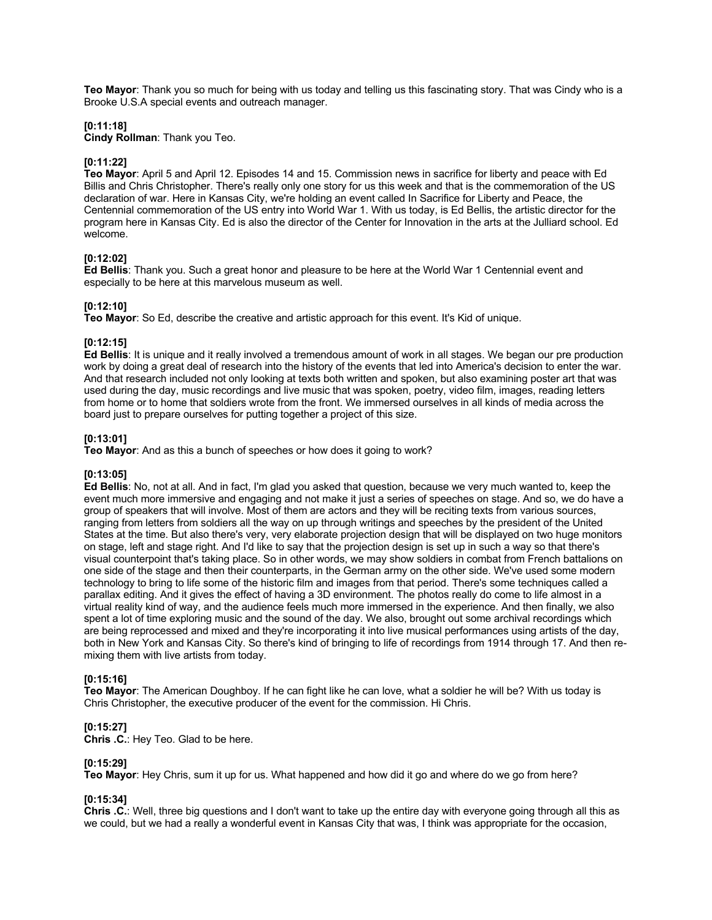**Teo Mayor**: Thank you so much for being with us today and telling us this fascinating story. That was Cindy who is a Brooke U.S.A special events and outreach manager.

**[0:11:18]**
**Cindy Rollman**: Thank you Teo.

**[0:11:22]**
**Teo Mayor**: April 5 and April 12. Episodes 14 and 15. Commission news in sacrifice for liberty and peace with Ed Billis and Chris Christopher. There's really only one story for us this week and that is the commemoration of the US declaration of war. Here in Kansas City, we're holding an event called In Sacrifice for Liberty and Peace, the Centennial commemoration of the US entry into World War 1. With us today, is Ed Bellis, the artistic director for the program here in Kansas City. Ed is also the director of the Center for Innovation in the arts at the Julliard school. Ed welcome.

**[0:12:02]**
**Ed Bellis**: Thank you. Such a great honor and pleasure to be here at the World War 1 Centennial event and especially to be here at this marvelous museum as well.

**[0:12:10]**
**Teo Mayor**: So Ed, describe the creative and artistic approach for this event. It's Kid of unique.

**[0:12:15]**
**Ed Bellis**: It is unique and it really involved a tremendous amount of work in all stages. We began our pre production work by doing a great deal of research into the history of the events that led into America's decision to enter the war. And that research included not only looking at texts both written and spoken, but also examining poster art that was used during the day, music recordings and live music that was spoken, poetry, video film, images, reading letters from home or to home that soldiers wrote from the front. We immersed ourselves in all kinds of media across the board just to prepare ourselves for putting together a project of this size.

**[0:13:01]**
**Teo Mayor**: And as this a bunch of speeches or how does it going to work?

**[0:13:05]**
**Ed Bellis**: No, not at all. And in fact, I'm glad you asked that question, because we very much wanted to, keep the event much more immersive and engaging and not make it just a series of speeches on stage. And so, we do have a group of speakers that will involve. Most of them are actors and they will be reciting texts from various sources, ranging from letters from soldiers all the way on up through writings and speeches by the president of the United States at the time. But also there's very, very elaborate projection design that will be displayed on two huge monitors on stage, left and stage right. And I'd like to say that the projection design is set up in such a way so that there's visual counterpoint that's taking place. So in other words, we may show soldiers in combat from French battalions on one side of the stage and then their counterparts, in the German army on the other side. We've used some modern technology to bring to life some of the historic film and images from that period. There's some techniques called a parallax editing. And it gives the effect of having a 3D environment. The photos really do come to life almost in a virtual reality kind of way, and the audience feels much more immersed in the experience. And then finally, we also spent a lot of time exploring music and the sound of the day. We also, brought out some archival recordings which are being reprocessed and mixed and they're incorporating it into live musical performances using artists of the day, both in New York and Kansas City. So there's kind of bringing to life of recordings from 1914 through 17. And then re-mixing them with live artists from today.

**[0:15:16]**
**Teo Mayor**: The American Doughboy. If he can fight like he can love, what a soldier he will be? With us today is Chris Christopher, the executive producer of the event for the commission. Hi Chris.

**[0:15:27]**
**Chris .C.**: Hey Teo. Glad to be here.

**[0:15:29]**
**Teo Mayor**: Hey Chris, sum it up for us. What happened and how did it go and where do we go from here?

**[0:15:34]**
**Chris .C.**: Well, three big questions and I don't want to take up the entire day with everyone going through all this as we could, but we had a really a wonderful event in Kansas City that was, I think was appropriate for the occasion,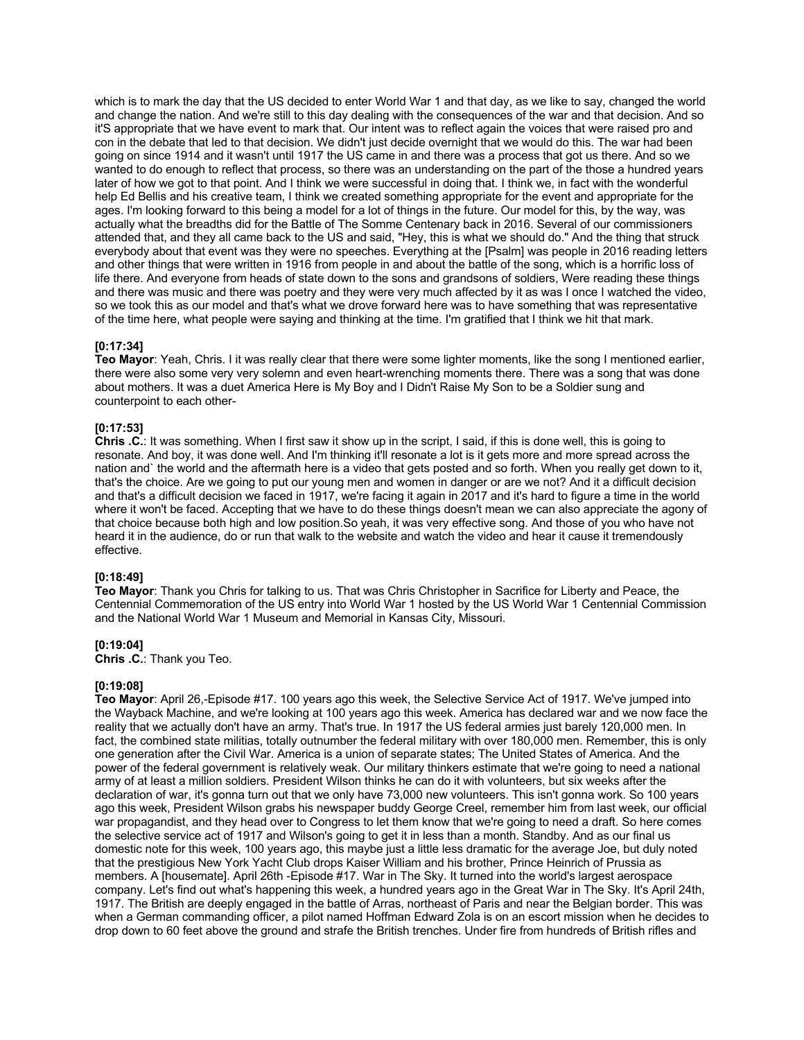which is to mark the day that the US decided to enter World War 1 and that day, as we like to say, changed the world and change the nation. And we're still to this day dealing with the consequences of the war and that decision. And so it'S appropriate that we have event to mark that. Our intent was to reflect again the voices that were raised pro and con in the debate that led to that decision. We didn't just decide overnight that we would do this. The war had been going on since 1914 and it wasn't until 1917 the US came in and there was a process that got us there. And so we wanted to do enough to reflect that process, so there was an understanding on the part of the those a hundred years later of how we got to that point. And I think we were successful in doing that. I think we, in fact with the wonderful help Ed Bellis and his creative team, I think we created something appropriate for the event and appropriate for the ages. I'm looking forward to this being a model for a lot of things in the future. Our model for this, by the way, was actually what the breadths did for the Battle of The Somme Centenary back in 2016. Several of our commissioners attended that, and they all came back to the US and said, "Hey, this is what we should do." And the thing that struck everybody about that event was they were no speeches. Everything at the [Psalm] was people in 2016 reading letters and other things that were written in 1916 from people in and about the battle of the song, which is a horrific loss of life there. And everyone from heads of state down to the sons and grandsons of soldiers, Were reading these things and there was music and there was poetry and they were very much affected by it as was I once I watched the video, so we took this as our model and that's what we drove forward here was to have something that was representative of the time here, what people were saying and thinking at the time. I'm gratified that I think we hit that mark.

**[0:17:34]**
**Teo Mayor**: Yeah, Chris. I it was really clear that there were some lighter moments, like the song I mentioned earlier, there were also some very very solemn and even heart-wrenching moments there. There was a song that was done about mothers. It was a duet America Here is My Boy and I Didn't Raise My Son to be a Soldier sung and counterpoint to each other-

**[0:17:53]**
**Chris .C.**: It was something. When I first saw it show up in the script, I said, if this is done well, this is going to resonate. And boy, it was done well. And I'm thinking it'll resonate a lot is it gets more and more spread across the nation and` the world and the aftermath here is a video that gets posted and so forth. When you really get down to it, that's the choice. Are we going to put our young men and women in danger or are we not? And it a difficult decision and that's a difficult decision we faced in 1917, we're facing it again in 2017 and it's hard to figure a time in the world where it won't be faced. Accepting that we have to do these things doesn't mean we can also appreciate the agony of that choice because both high and low position.So yeah, it was very effective song. And those of you who have not heard it in the audience, do or run that walk to the website and watch the video and hear it cause it tremendously effective.

**[0:18:49]**
**Teo Mayor**: Thank you Chris for talking to us. That was Chris Christopher in Sacrifice for Liberty and Peace, the Centennial Commemoration of the US entry into World War 1 hosted by the US World War 1 Centennial Commission and the National World War 1 Museum and Memorial in Kansas City, Missouri.

**[0:19:04]**
**Chris .C.**: Thank you Teo.

**[0:19:08]**
**Teo Mayor**: April 26,-Episode #17. 100 years ago this week, the Selective Service Act of 1917. We've jumped into the Wayback Machine, and we're looking at 100 years ago this week. America has declared war and we now face the reality that we actually don't have an army. That's true. In 1917 the US federal armies just barely 120,000 men. In fact, the combined state militias, totally outnumber the federal military with over 180,000 men. Remember, this is only one generation after the Civil War. America is a union of separate states; The United States of America. And the power of the federal government is relatively weak. Our military thinkers estimate that we're going to need a national army of at least a million soldiers. President Wilson thinks he can do it with volunteers, but six weeks after the declaration of war, it's gonna turn out that we only have 73,000 new volunteers. This isn't gonna work. So 100 years ago this week, President Wilson grabs his newspaper buddy George Creel, remember him from last week, our official war propagandist, and they head over to Congress to let them know that we're going to need a draft. So here comes the selective service act of 1917 and Wilson's going to get it in less than a month. Standby. And as our final us domestic note for this week, 100 years ago, this maybe just a little less dramatic for the average Joe, but duly noted that the prestigious New York Yacht Club drops Kaiser William and his brother, Prince Heinrich of Prussia as members. A [housemate]. April 26th -Episode #17. War in The Sky. It turned into the world's largest aerospace company. Let's find out what's happening this week, a hundred years ago in the Great War in The Sky. It's April 24th, 1917. The British are deeply engaged in the battle of Arras, northeast of Paris and near the Belgian border. This was when a German commanding officer, a pilot named Hoffman Edward Zola is on an escort mission when he decides to drop down to 60 feet above the ground and strafe the British trenches. Under fire from hundreds of British rifles and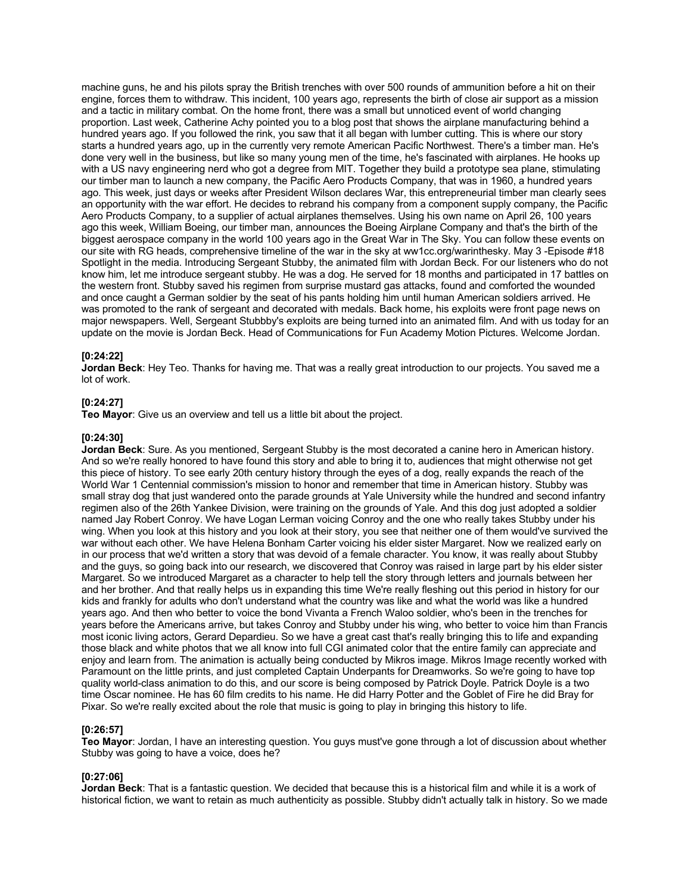machine guns, he and his pilots spray the British trenches with over 500 rounds of ammunition before a hit on their engine, forces them to withdraw. This incident, 100 years ago, represents the birth of close air support as a mission and a tactic in military combat. On the home front, there was a small but unnoticed event of world changing proportion. Last week, Catherine Achy pointed you to a blog post that shows the airplane manufacturing behind a hundred years ago. If you followed the rink, you saw that it all began with lumber cutting. This is where our story starts a hundred years ago, up in the currently very remote American Pacific Northwest. There's a timber man. He's done very well in the business, but like so many young men of the time, he's fascinated with airplanes. He hooks up with a US navy engineering nerd who got a degree from MIT. Together they build a prototype sea plane, stimulating our timber man to launch a new company, the Pacific Aero Products Company, that was in 1960, a hundred years ago. This week, just days or weeks after President Wilson declares War, this entrepreneurial timber man clearly sees an opportunity with the war effort. He decides to rebrand his company from a component supply company, the Pacific Aero Products Company, to a supplier of actual airplanes themselves. Using his own name on April 26, 100 years ago this week, William Boeing, our timber man, announces the Boeing Airplane Company and that's the birth of the biggest aerospace company in the world 100 years ago in the Great War in The Sky. You can follow these events on our site with RG heads, comprehensive timeline of the war in the sky at ww1cc.org/warinthesky. May 3 -Episode #18 Spotlight in the media. Introducing Sergeant Stubby, the animated film with Jordan Beck. For our listeners who do not know him, let me introduce sergeant stubby. He was a dog. He served for 18 months and participated in 17 battles on the western front. Stubby saved his regimen from surprise mustard gas attacks, found and comforted the wounded and once caught a German soldier by the seat of his pants holding him until human American soldiers arrived. He was promoted to the rank of sergeant and decorated with medals. Back home, his exploits were front page news on major newspapers. Well, Sergeant Stubbby's exploits are being turned into an animated film. And with us today for an update on the movie is Jordan Beck. Head of Communications for Fun Academy Motion Pictures. Welcome Jordan.

**[0:24:22]**
**Jordan Beck**: Hey Teo. Thanks for having me. That was a really great introduction to our projects. You saved me a lot of work.

**[0:24:27]**
**Teo Mayor**: Give us an overview and tell us a little bit about the project.

**[0:24:30]**
**Jordan Beck**: Sure. As you mentioned, Sergeant Stubby is the most decorated a canine hero in American history. And so we're really honored to have found this story and able to bring it to, audiences that might otherwise not get this piece of history. To see early 20th century history through the eyes of a dog, really expands the reach of the World War 1 Centennial commission's mission to honor and remember that time in American history. Stubby was small stray dog that just wandered onto the parade grounds at Yale University while the hundred and second infantry regimen also of the 26th Yankee Division, were training on the grounds of Yale. And this dog just adopted a soldier named Jay Robert Conroy. We have Logan Lerman voicing Conroy and the one who really takes Stubby under his wing. When you look at this history and you look at their story, you see that neither one of them would've survived the war without each other. We have Helena Bonham Carter voicing his elder sister Margaret. Now we realized early on in our process that we'd written a story that was devoid of a female character. You know, it was really about Stubby and the guys, so going back into our research, we discovered that Conroy was raised in large part by his elder sister Margaret. So we introduced Margaret as a character to help tell the story through letters and journals between her and her brother. And that really helps us in expanding this time We're really fleshing out this period in history for our kids and frankly for adults who don't understand what the country was like and what the world was like a hundred years ago. And then who better to voice the bond Vivanta a French Waloo soldier, who's been in the trenches for years before the Americans arrive, but takes Conroy and Stubby under his wing, who better to voice him than Francis most iconic living actors, Gerard Depardieu. So we have a great cast that's really bringing this to life and expanding those black and white photos that we all know into full CGI animated color that the entire family can appreciate and enjoy and learn from. The animation is actually being conducted by Mikros image. Mikros Image recently worked with Paramount on the little prints, and just completed Captain Underpants for Dreamworks. So we're going to have top quality world-class animation to do this, and our score is being composed by Patrick Doyle. Patrick Doyle is a two time Oscar nominee. He has 60 film credits to his name. He did Harry Potter and the Goblet of Fire he did Bray for Pixar. So we're really excited about the role that music is going to play in bringing this history to life.

**[0:26:57]**
**Teo Mayor**: Jordan, I have an interesting question. You guys must've gone through a lot of discussion about whether Stubby was going to have a voice, does he?

**[0:27:06]**
**Jordan Beck**: That is a fantastic question. We decided that because this is a historical film and while it is a work of historical fiction, we want to retain as much authenticity as possible. Stubby didn't actually talk in history. So we made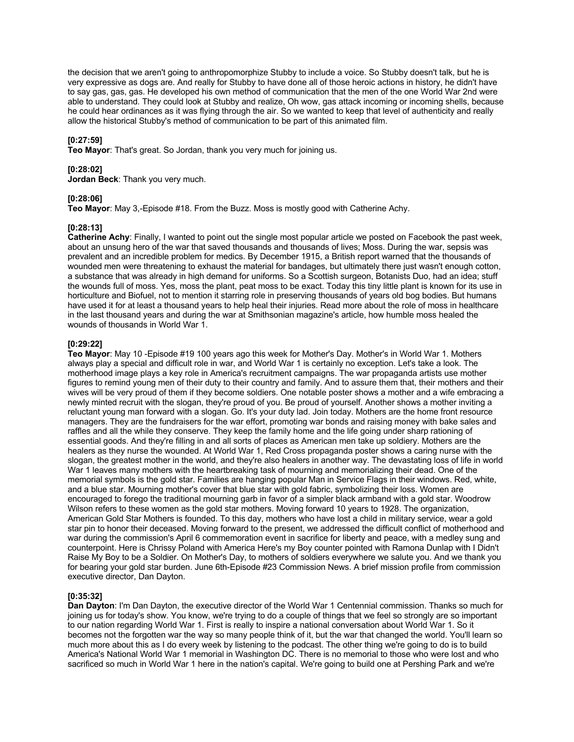the decision that we aren't going to anthropomorphize Stubby to include a voice. So Stubby doesn't talk, but he is very expressive as dogs are. And really for Stubby to have done all of those heroic actions in history, he didn't have to say gas, gas, gas. He developed his own method of communication that the men of the one World War 2nd were able to understand. They could look at Stubby and realize, Oh wow, gas attack incoming or incoming shells, because he could hear ordinances as it was flying through the air. So we wanted to keep that level of authenticity and really allow the historical Stubby's method of communication to be part of this animated film.

**[0:27:59]**
**Teo Mayor**: That's great. So Jordan, thank you very much for joining us.

**[0:28:02]**
**Jordan Beck**: Thank you very much.

**[0:28:06]**
**Teo Mayor**: May 3,-Episode #18. From the Buzz. Moss is mostly good with Catherine Achy.

**[0:28:13]**
**Catherine Achy**: Finally, I wanted to point out the single most popular article we posted on Facebook the past week, about an unsung hero of the war that saved thousands and thousands of lives; Moss. During the war, sepsis was prevalent and an incredible problem for medics. By December 1915, a British report warned that the thousands of wounded men were threatening to exhaust the material for bandages, but ultimately there just wasn't enough cotton, a substance that was already in high demand for uniforms. So a Scottish surgeon, Botanists Duo, had an idea; stuff the wounds full of moss. Yes, moss the plant, peat moss to be exact. Today this tiny little plant is known for its use in horticulture and Biofuel, not to mention it starring role in preserving thousands of years old bog bodies. But humans have used it for at least a thousand years to help heal their injuries. Read more about the role of moss in healthcare in the last thousand years and during the war at Smithsonian magazine's article, how humble moss healed the wounds of thousands in World War 1.

**[0:29:22]**
**Teo Mayor**: May 10 -Episode #19 100 years ago this week for Mother's Day. Mother's in World War 1. Mothers always play a special and difficult role in war, and World War 1 is certainly no exception. Let's take a look. The motherhood image plays a key role in America's recruitment campaigns. The war propaganda artists use mother figures to remind young men of their duty to their country and family. And to assure them that, their mothers and their wives will be very proud of them if they become soldiers. One notable poster shows a mother and a wife embracing a newly minted recruit with the slogan, they're proud of you. Be proud of yourself. Another shows a mother inviting a reluctant young man forward with a slogan. Go. It's your duty lad. Join today. Mothers are the home front resource managers. They are the fundraisers for the war effort, promoting war bonds and raising money with bake sales and raffles and all the while they conserve. They keep the family home and the life going under sharp rationing of essential goods. And they're filling in and all sorts of places as American men take up soldiery. Mothers are the healers as they nurse the wounded. At World War 1, Red Cross propaganda poster shows a caring nurse with the slogan, the greatest mother in the world, and they're also healers in another way. The devastating loss of life in world War 1 leaves many mothers with the heartbreaking task of mourning and memorializing their dead. One of the memorial symbols is the gold star. Families are hanging popular Man in Service Flags in their windows. Red, white, and a blue star. Mourning mother's cover that blue star with gold fabric, symbolizing their loss. Women are encouraged to forego the traditional mourning garb in favor of a simpler black armband with a gold star. Woodrow Wilson refers to these women as the gold star mothers. Moving forward 10 years to 1928. The organization, American Gold Star Mothers is founded. To this day, mothers who have lost a child in military service, wear a gold star pin to honor their deceased. Moving forward to the present, we addressed the difficult conflict of motherhood and war during the commission's April 6 commemoration event in sacrifice for liberty and peace, with a medley sung and counterpoint. Here is Chrissy Poland with America Here's my Boy counter pointed with Ramona Dunlap with I Didn't Raise My Boy to be a Soldier. On Mother's Day, to mothers of soldiers everywhere we salute you. And we thank you for bearing your gold star burden. June 6th-Episode #23 Commission News. A brief mission profile from commission executive director, Dan Dayton.

**[0:35:32]**
**Dan Dayton**: I'm Dan Dayton, the executive director of the World War 1 Centennial commission. Thanks so much for joining us for today's show. You know, we're trying to do a couple of things that we feel so strongly are so important to our nation regarding World War 1. First is really to inspire a national conversation about World War 1. So it becomes not the forgotten war the way so many people think of it, but the war that changed the world. You'll learn so much more about this as I do every week by listening to the podcast. The other thing we're going to do is to build America's National World War 1 memorial in Washington DC. There is no memorial to those who were lost and who sacrificed so much in World War 1 here in the nation's capital. We're going to build one at Pershing Park and we're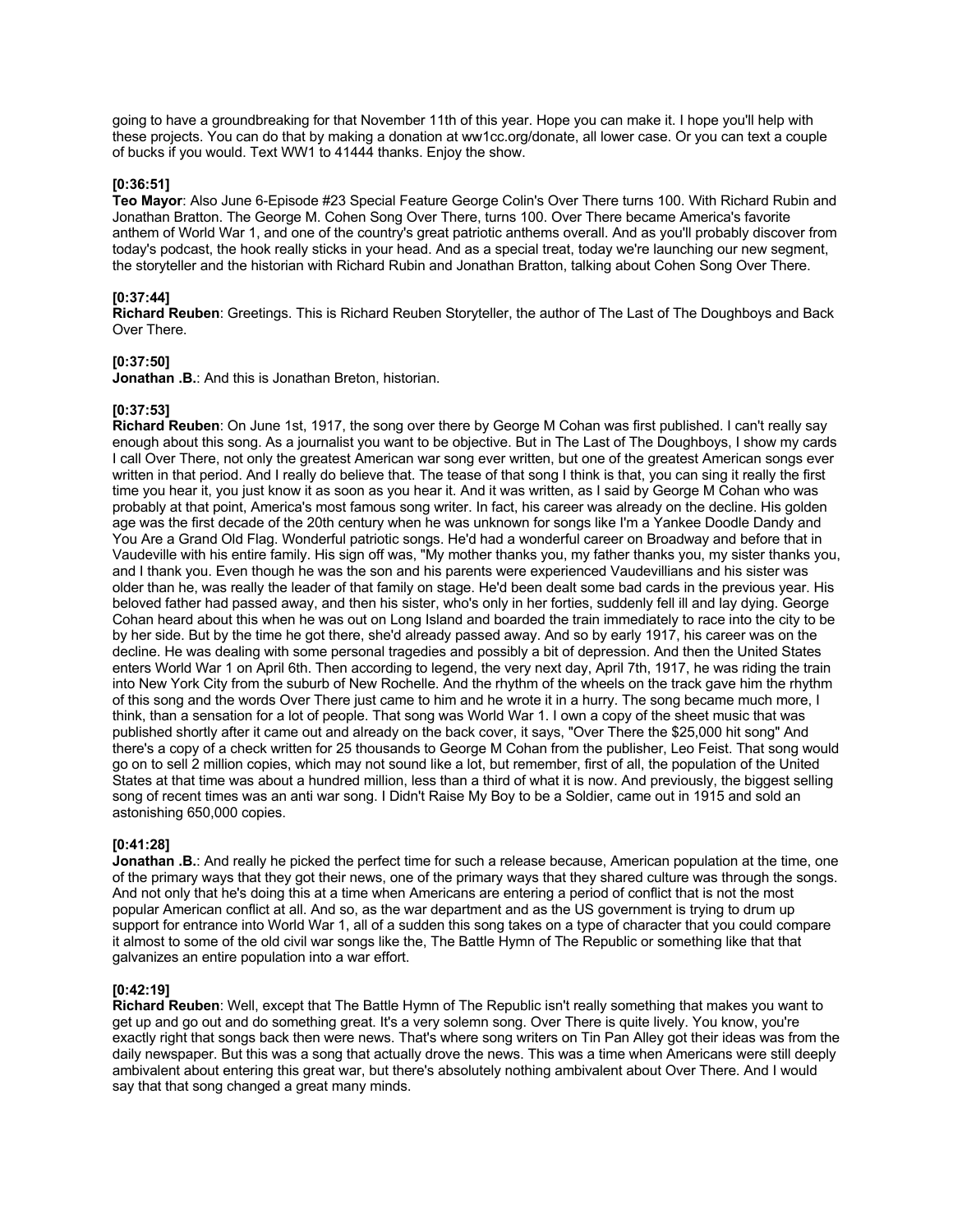going to have a groundbreaking for that November 11th of this year. Hope you can make it. I hope you'll help with these projects. You can do that by making a donation at ww1cc.org/donate, all lower case. Or you can text a couple of bucks if you would. Text WW1 to 41444 thanks. Enjoy the show.

**[0:36:51]**

**Teo Mayor**: Also June 6-Episode #23 Special Feature George Colin's Over There turns 100. With Richard Rubin and Jonathan Bratton. The George M. Cohen Song Over There, turns 100. Over There became America's favorite anthem of World War 1, and one of the country's great patriotic anthems overall. And as you'll probably discover from today's podcast, the hook really sticks in your head. And as a special treat, today we're launching our new segment, the storyteller and the historian with Richard Rubin and Jonathan Bratton, talking about Cohen Song Over There.

**[0:37:44]**

**Richard Reuben**: Greetings. This is Richard Reuben Storyteller, the author of The Last of The Doughboys and Back Over There.

**[0:37:50]**

**Jonathan .B.**: And this is Jonathan Breton, historian.

**[0:37:53]**

**Richard Reuben**: On June 1st, 1917, the song over there by George M Cohan was first published. I can't really say enough about this song. As a journalist you want to be objective. But in The Last of The Doughboys, I show my cards I call Over There, not only the greatest American war song ever written, but one of the greatest American songs ever written in that period. And I really do believe that. The tease of that song I think is that, you can sing it really the first time you hear it, you just know it as soon as you hear it. And it was written, as I said by George M Cohan who was probably at that point, America's most famous song writer. In fact, his career was already on the decline. His golden age was the first decade of the 20th century when he was unknown for songs like I'm a Yankee Doodle Dandy and You Are a Grand Old Flag. Wonderful patriotic songs. He'd had a wonderful career on Broadway and before that in Vaudeville with his entire family. His sign off was, "My mother thanks you, my father thanks you, my sister thanks you, and I thank you. Even though he was the son and his parents were experienced Vaudevillians and his sister was older than he, was really the leader of that family on stage. He'd been dealt some bad cards in the previous year. His beloved father had passed away, and then his sister, who's only in her forties, suddenly fell ill and lay dying. George Cohan heard about this when he was out on Long Island and boarded the train immediately to race into the city to be by her side. But by the time he got there, she'd already passed away. And so by early 1917, his career was on the decline. He was dealing with some personal tragedies and possibly a bit of depression. And then the United States enters World War 1 on April 6th. Then according to legend, the very next day, April 7th, 1917, he was riding the train into New York City from the suburb of New Rochelle. And the rhythm of the wheels on the track gave him the rhythm of this song and the words Over There just came to him and he wrote it in a hurry. The song became much more, I think, than a sensation for a lot of people. That song was World War 1. I own a copy of the sheet music that was published shortly after it came out and already on the back cover, it says, "Over There the $25,000 hit song" And there's a copy of a check written for 25 thousands to George M Cohan from the publisher, Leo Feist. That song would go on to sell 2 million copies, which may not sound like a lot, but remember, first of all, the population of the United States at that time was about a hundred million, less than a third of what it is now. And previously, the biggest selling song of recent times was an anti war song. I Didn't Raise My Boy to be a Soldier, came out in 1915 and sold an astonishing 650,000 copies.

**[0:41:28]**

**Jonathan .B.**: And really he picked the perfect time for such a release because, American population at the time, one of the primary ways that they got their news, one of the primary ways that they shared culture was through the songs. And not only that he's doing this at a time when Americans are entering a period of conflict that is not the most popular American conflict at all. And so, as the war department and as the US government is trying to drum up support for entrance into World War 1, all of a sudden this song takes on a type of character that you could compare it almost to some of the old civil war songs like the, The Battle Hymn of The Republic or something like that that galvanizes an entire population into a war effort.

**[0:42:19]**

**Richard Reuben**: Well, except that The Battle Hymn of The Republic isn't really something that makes you want to get up and go out and do something great. It's a very solemn song. Over There is quite lively. You know, you're exactly right that songs back then were news. That's where song writers on Tin Pan Alley got their ideas was from the daily newspaper. But this was a song that actually drove the news. This was a time when Americans were still deeply ambivalent about entering this great war, but there's absolutely nothing ambivalent about Over There. And I would say that that song changed a great many minds.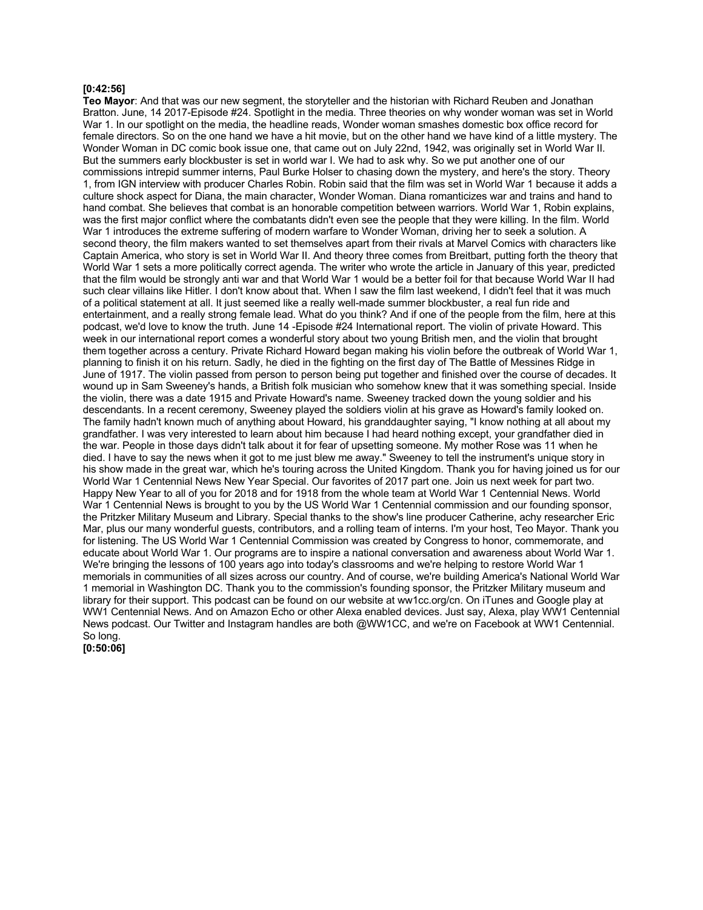**[0:42:56]**

**Teo Mayor**: And that was our new segment, the storyteller and the historian with Richard Reuben and Jonathan Bratton. June, 14 2017-Episode #24. Spotlight in the media. Three theories on why wonder woman was set in World War 1. In our spotlight on the media, the headline reads, Wonder woman smashes domestic box office record for female directors. So on the one hand we have a hit movie, but on the other hand we have kind of a little mystery. The Wonder Woman in DC comic book issue one, that came out on July 22nd, 1942, was originally set in World War II. But the summers early blockbuster is set in world war I. We had to ask why. So we put another one of our commissions intrepid summer interns, Paul Burke Holser to chasing down the mystery, and here's the story. Theory 1, from IGN interview with producer Charles Robin. Robin said that the film was set in World War 1 because it adds a culture shock aspect for Diana, the main character, Wonder Woman. Diana romanticizes war and trains and hand to hand combat. She believes that combat is an honorable competition between warriors. World War 1, Robin explains, was the first major conflict where the combatants didn't even see the people that they were killing. In the film. World War 1 introduces the extreme suffering of modern warfare to Wonder Woman, driving her to seek a solution. A second theory, the film makers wanted to set themselves apart from their rivals at Marvel Comics with characters like Captain America, who story is set in World War II. And theory three comes from Breitbart, putting forth the theory that World War 1 sets a more politically correct agenda. The writer who wrote the article in January of this year, predicted that the film would be strongly anti war and that World War 1 would be a better foil for that because World War II had such clear villains like Hitler. I didn't know about that. When I saw the film last weekend, I didn't feel that it was much of a political statement at all. It just seemed like a really well-made summer blockbuster, a real fun ride and entertainment, and a really strong female lead. What do you think? And if one of the people from the film, here at this podcast, we'd love to know the truth. June 14 -Episode #24 International report. The violin of private Howard. This week in our international report comes a wonderful story about two young British men, and the violin that brought them together across a century. Private Richard Howard began making his violin before the outbreak of World War 1, planning to finish it on his return. Sadly, he died in the fighting on the first day of The Battle of Messines Ridge in June of 1917. The violin passed from person to person being put together and finished over the course of decades. It wound up in Sam Sweeney's hands, a British folk musician who somehow knew that it was something special. Inside the violin, there was a date 1915 and Private Howard's name. Sweeney tracked down the young soldier and his descendants. In a recent ceremony, Sweeney played the soldiers violin at his grave as Howard's family looked on. The family hadn't known much of anything about Howard, his granddaughter saying, "I know nothing at all about my grandfather. I was very interested to learn about him because I had heard nothing except, your grandfather died in the war. People in those days didn't talk about it for fear of upsetting someone. My mother Rose was 11 when he died. I have to say the news when it got to me just blew me away." Sweeney to tell the instrument's unique story in his show made in the great war, which he's touring across the United Kingdom. Thank you for having joined us for our World War 1 Centennial News New Year Special. Our favorites of 2017 part one. Join us next week for part two. Happy New Year to all of you for 2018 and for 1918 from the whole team at World War 1 Centennial News. World War 1 Centennial News is brought to you by the US World War 1 Centennial commission and our founding sponsor, the Pritzker Military Museum and Library. Special thanks to the show's line producer Catherine, achy researcher Eric Mar, plus our many wonderful guests, contributors, and a rolling team of interns. I'm your host, Teo Mayor. Thank you for listening. The US World War 1 Centennial Commission was created by Congress to honor, commemorate, and educate about World War 1. Our programs are to inspire a national conversation and awareness about World War 1. We're bringing the lessons of 100 years ago into today's classrooms and we're helping to restore World War 1 memorials in communities of all sizes across our country. And of course, we're building America's National World War 1 memorial in Washington DC. Thank you to the commission's founding sponsor, the Pritzker Military museum and library for their support. This podcast can be found on our website at ww1cc.org/cn. On iTunes and Google play at WW1 Centennial News. And on Amazon Echo or other Alexa enabled devices. Just say, Alexa, play WW1 Centennial News podcast. Our Twitter and Instagram handles are both @WW1CC, and we're on Facebook at WW1 Centennial. So long.

**[0:50:06]**